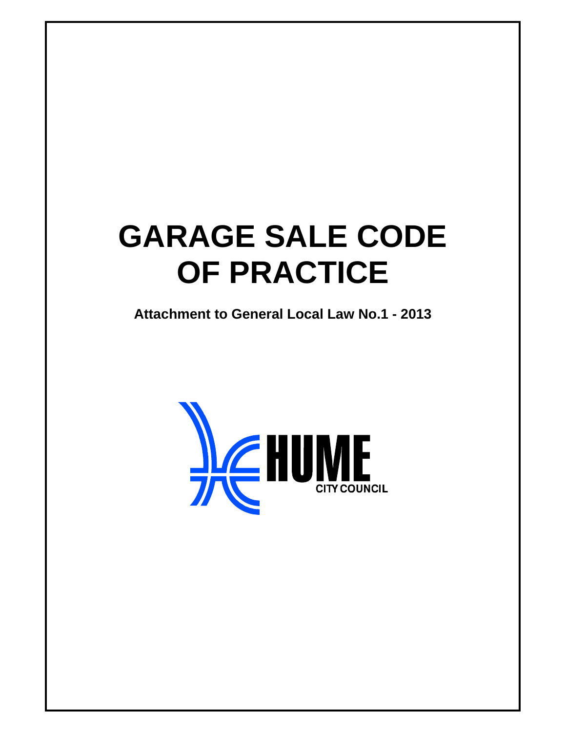# GARAGE SALE CODE OF PRACTICE

**Attachment to General Local Law No.1 - 2013**

HUME CITY COUNCIL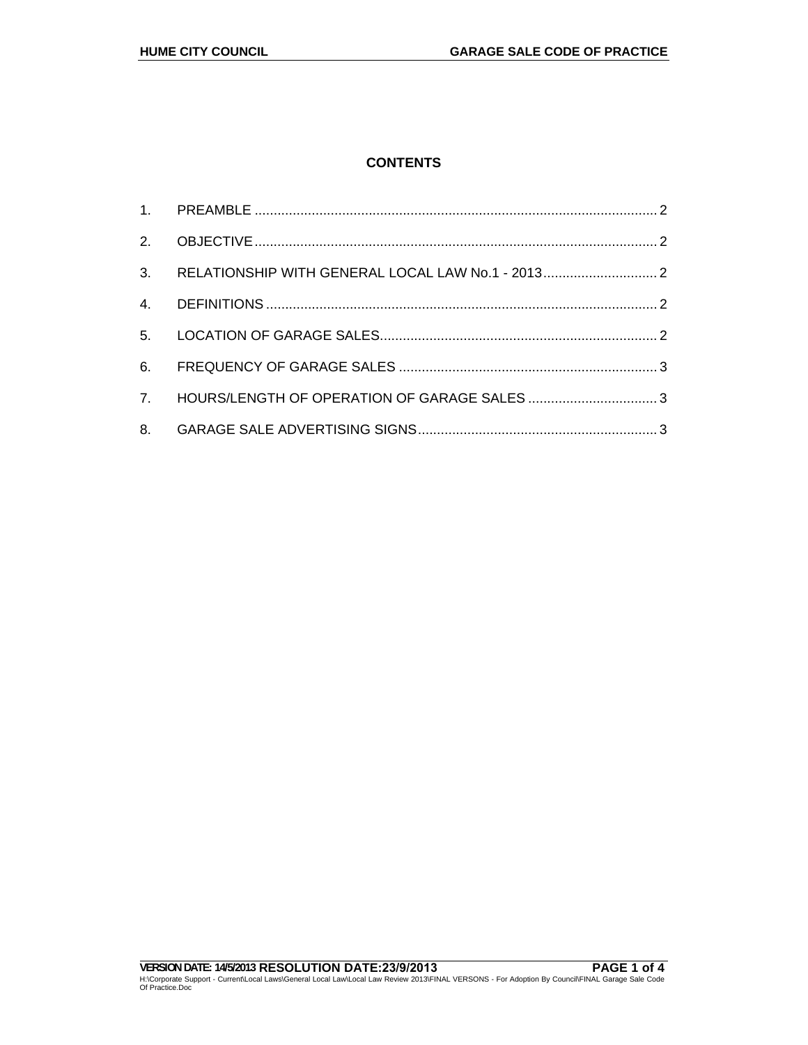## CONTENTS

1. PREAMBLE ........................................................................................................ 2
2. OBJECTIVE ........................................................................................................ 2
3. RELATIONSHIP WITH GENERAL LOCAL LAW No.1 - 2013 .............................. 2
4. DEFINITIONS ..................................................................................................... 2
5. LOCATION OF GARAGE SALES ........................................................................ 2
6. FREQUENCY OF GARAGE SALES ................................................................... 3
7. HOURS/LENGTH OF OPERATION OF GARAGE SALES .................................. 3
8. GARAGE SALE ADVERTISING SIGNS .............................................................. 3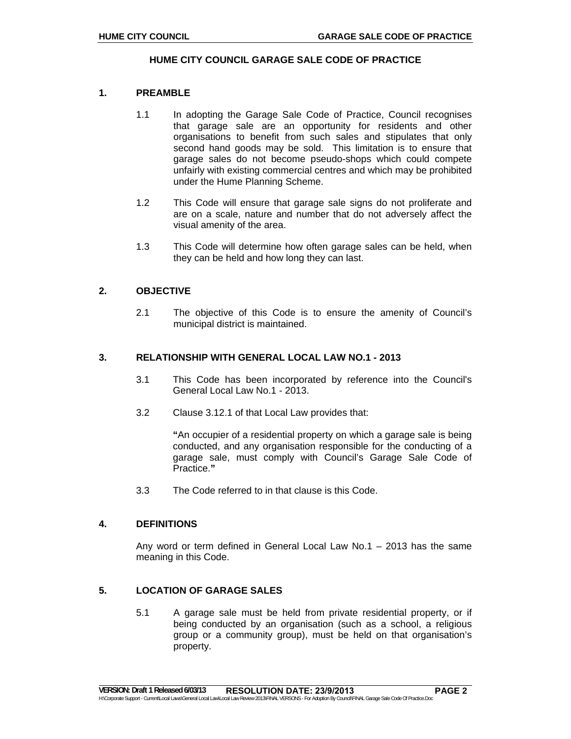# HUME CITY COUNCIL GARAGE SALE CODE OF PRACTICE

## 1. PREAMBLE

1.1 In adopting the Garage Sale Code of Practice, Council recognises that garage sale are an opportunity for residents and other organisations to benefit from such sales and stipulates that only second hand goods may be sold. This limitation is to ensure that garage sales do not become pseudo-shops which could compete unfairly with existing commercial centres and which may be prohibited under the Hume Planning Scheme.

1.2 This Code will ensure that garage sale signs do not proliferate and are on a scale, nature and number that do not adversely affect the visual amenity of the area.

1.3 This Code will determine how often garage sales can be held, when they can be held and how long they can last.

## 2. OBJECTIVE

2.1 The objective of this Code is to ensure the amenity of Council's municipal district is maintained.

## 3. RELATIONSHIP WITH GENERAL LOCAL LAW NO.1 - 2013

3.1 This Code has been incorporated by reference into the Council's General Local Law No.1 - 2013.

3.2 Clause 3.12.1 of that Local Law provides that:

**"**An occupier of a residential property on which a garage sale is being conducted, and any organisation responsible for the conducting of a garage sale, must comply with Council's Garage Sale Code of Practice.**"**

3.3 The Code referred to in that clause is this Code.

## 4. DEFINITIONS

Any word or term defined in General Local Law No.1 – 2013 has the same meaning in this Code.

## 5. LOCATION OF GARAGE SALES

5.1 A garage sale must be held from private residential property, or if being conducted by an organisation (such as a school, a religious group or a community group), must be held on that organisation's property.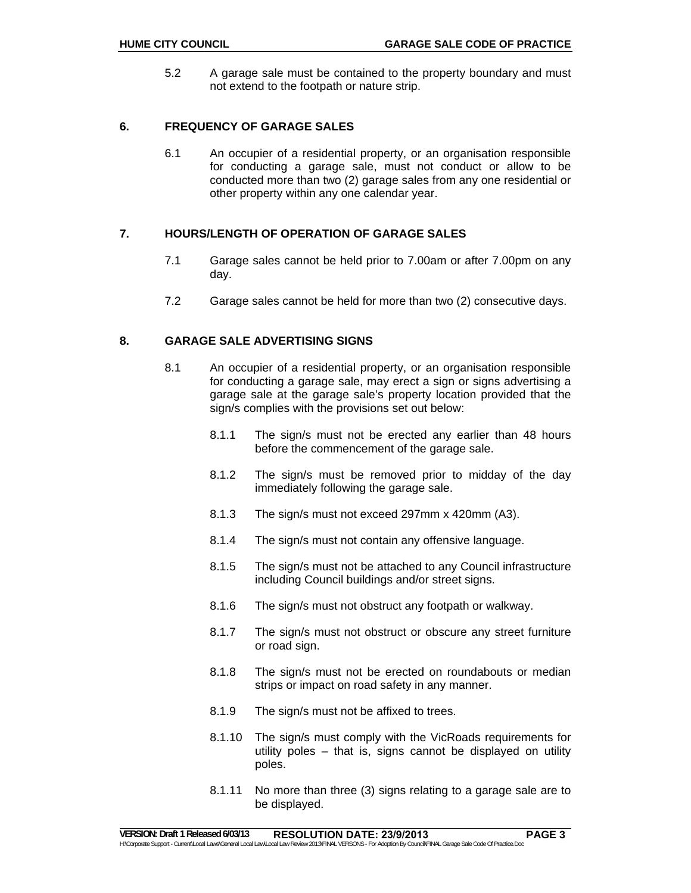5.2 A garage sale must be contained to the property boundary and must not extend to the footpath or nature strip.

## 6. FREQUENCY OF GARAGE SALES

6.1 An occupier of a residential property, or an organisation responsible for conducting a garage sale, must not conduct or allow to be conducted more than two (2) garage sales from any one residential or other property within any one calendar year.

## 7. HOURS/LENGTH OF OPERATION OF GARAGE SALES

7.1 Garage sales cannot be held prior to 7.00am or after 7.00pm on any day.

7.2 Garage sales cannot be held for more than two (2) consecutive days.

## 8. GARAGE SALE ADVERTISING SIGNS

8.1 An occupier of a residential property, or an organisation responsible for conducting a garage sale, may erect a sign or signs advertising a garage sale at the garage sale's property location provided that the sign/s complies with the provisions set out below:

8.1.1 The sign/s must not be erected any earlier than 48 hours before the commencement of the garage sale.

8.1.2 The sign/s must be removed prior to midday of the day immediately following the garage sale.

8.1.3 The sign/s must not exceed 297mm x 420mm (A3).

8.1.4 The sign/s must not contain any offensive language.

8.1.5 The sign/s must not be attached to any Council infrastructure including Council buildings and/or street signs.

8.1.6 The sign/s must not obstruct any footpath or walkway.

8.1.7 The sign/s must not obstruct or obscure any street furniture or road sign.

8.1.8 The sign/s must not be erected on roundabouts or median strips or impact on road safety in any manner.

8.1.9 The sign/s must not be affixed to trees.

8.1.10 The sign/s must comply with the VicRoads requirements for utility poles – that is, signs cannot be displayed on utility poles.

8.1.11 No more than three (3) signs relating to a garage sale are to be displayed.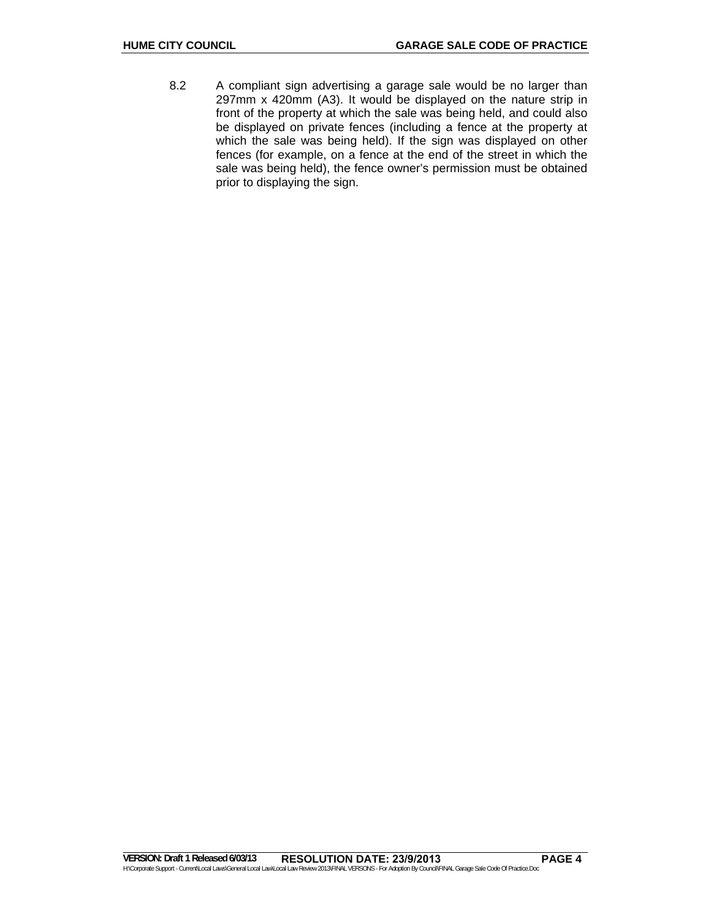8.2 A compliant sign advertising a garage sale would be no larger than 297mm x 420mm (A3). It would be displayed on the nature strip in front of the property at which the sale was being held, and could also be displayed on private fences (including a fence at the property at which the sale was being held). If the sign was displayed on other fences (for example, on a fence at the end of the street in which the sale was being held), the fence owner's permission must be obtained prior to displaying the sign.